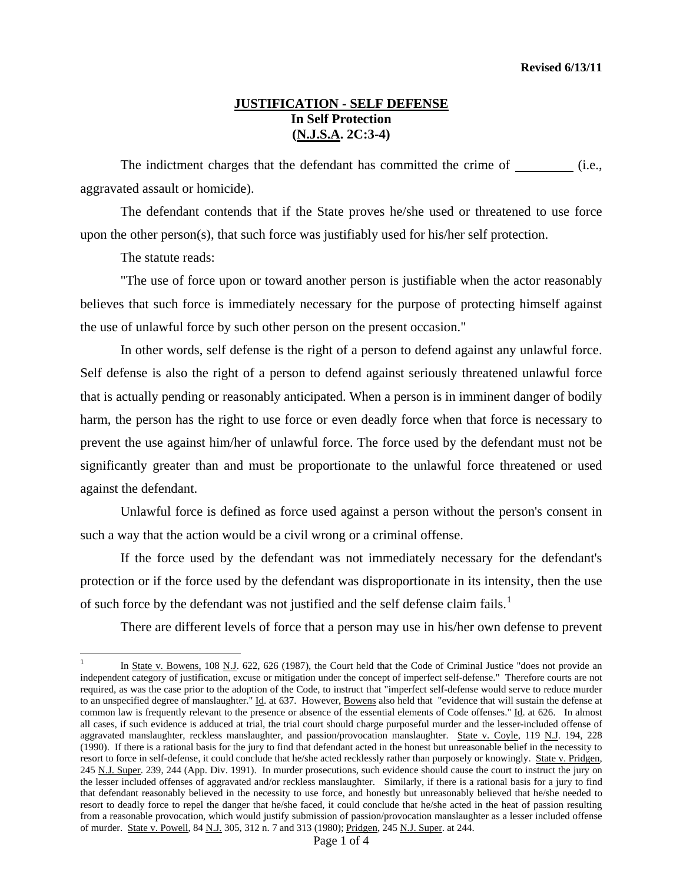Revised 6/13/11

# JUSTIFICATION - SELF DEFENSE
## In Self Protection
## (N.J.S.A. 2C:3-4)

The indictment charges that the defendant has committed the crime of \_\_\_\_\_\_\_\_\_ (i.e., aggravated assault or homicide).

The defendant contends that if the State proves he/she used or threatened to use force upon the other person(s), that such force was justifiably used for his/her self protection.

The statute reads:

"The use of force upon or toward another person is justifiable when the actor reasonably believes that such force is immediately necessary for the purpose of protecting himself against the use of unlawful force by such other person on the present occasion."

In other words, self defense is the right of a person to defend against any unlawful force. Self defense is also the right of a person to defend against seriously threatened unlawful force that is actually pending or reasonably anticipated. When a person is in imminent danger of bodily harm, the person has the right to use force or even deadly force when that force is necessary to prevent the use against him/her of unlawful force. The force used by the defendant must not be significantly greater than and must be proportionate to the unlawful force threatened or used against the defendant.

Unlawful force is defined as force used against a person without the person's consent in such a way that the action would be a civil wrong or a criminal offense.

If the force used by the defendant was not immediately necessary for the defendant's protection or if the force used by the defendant was disproportionate in its intensity, then the use of such force by the defendant was not justified and the self defense claim fails.[1]

There are different levels of force that a person may use in his/her own defense to prevent

---

[1] In State v. Bowens, 108 N.J. 622, 626 (1987), the Court held that the Code of Criminal Justice "does not provide an independent category of justification, excuse or mitigation under the concept of imperfect self-defense." Therefore courts are not required, as was the case prior to the adoption of the Code, to instruct that "imperfect self-defense would serve to reduce murder to an unspecified degree of manslaughter." Id. at 637. However, Bowens also held that "evidence that will sustain the defense at common law is frequently relevant to the presence or absence of the essential elements of Code offenses." Id. at 626. In almost all cases, if such evidence is adduced at trial, the trial court should charge purposeful murder and the lesser-included offense of aggravated manslaughter, reckless manslaughter, and passion/provocation manslaughter. State v. Coyle, 119 N.J. 194, 228 (1990). If there is a rational basis for the jury to find that defendant acted in the honest but unreasonable belief in the necessity to resort to force in self-defense, it could conclude that he/she acted recklessly rather than purposely or knowingly. State v. Pridgen, 245 N.J. Super. 239, 244 (App. Div. 1991). In murder prosecutions, such evidence should cause the court to instruct the jury on the lesser included offenses of aggravated and/or reckless manslaughter. Similarly, if there is a rational basis for a jury to find that defendant reasonably believed in the necessity to use force, and honestly but unreasonably believed that he/she needed to resort to deadly force to repel the danger that he/she faced, it could conclude that he/she acted in the heat of passion resulting from a reasonable provocation, which would justify submission of passion/provocation manslaughter as a lesser included offense of murder. State v. Powell, 84 N.J. 305, 312 n. 7 and 313 (1980); Pridgen, 245 N.J. Super. at 244.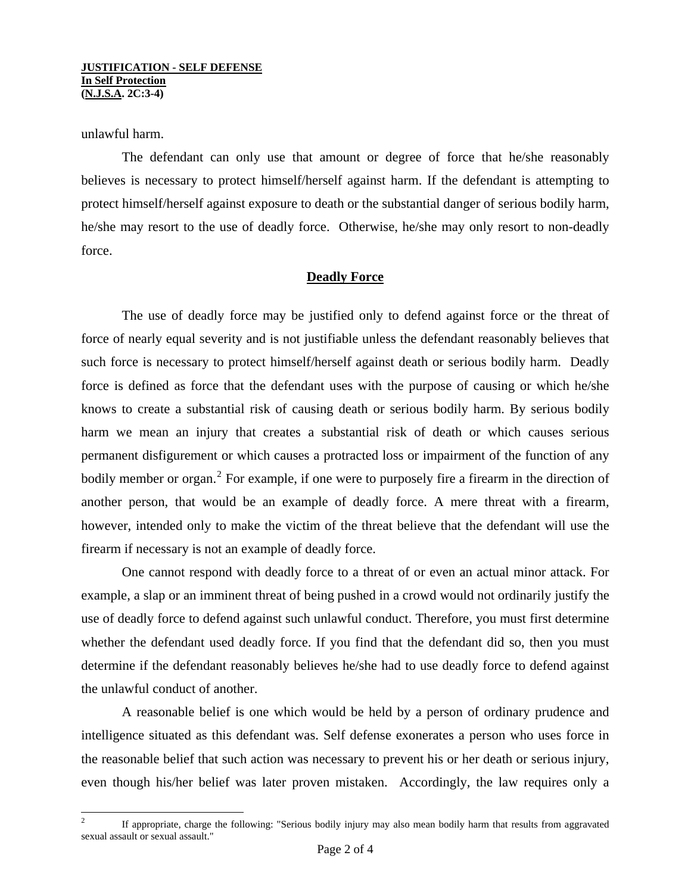unlawful harm.

The defendant can only use that amount or degree of force that he/she reasonably believes is necessary to protect himself/herself against harm. If the defendant is attempting to protect himself/herself against exposure to death or the substantial danger of serious bodily harm, he/she may resort to the use of deadly force. Otherwise, he/she may only resort to non-deadly force.

## Deadly Force

The use of deadly force may be justified only to defend against force or the threat of force of nearly equal severity and is not justifiable unless the defendant reasonably believes that such force is necessary to protect himself/herself against death or serious bodily harm. Deadly force is defined as force that the defendant uses with the purpose of causing or which he/she knows to create a substantial risk of causing death or serious bodily harm. By serious bodily harm we mean an injury that creates a substantial risk of death or which causes serious permanent disfigurement or which causes a protracted loss or impairment of the function of any bodily member or organ.[2] For example, if one were to purposely fire a firearm in the direction of another person, that would be an example of deadly force. A mere threat with a firearm, however, intended only to make the victim of the threat believe that the defendant will use the firearm if necessary is not an example of deadly force.

One cannot respond with deadly force to a threat of or even an actual minor attack. For example, a slap or an imminent threat of being pushed in a crowd would not ordinarily justify the use of deadly force to defend against such unlawful conduct. Therefore, you must first determine whether the defendant used deadly force. If you find that the defendant did so, then you must determine if the defendant reasonably believes he/she had to use deadly force to defend against the unlawful conduct of another.

A reasonable belief is one which would be held by a person of ordinary prudence and intelligence situated as this defendant was. Self defense exonerates a person who uses force in the reasonable belief that such action was necessary to prevent his or her death or serious injury, even though his/her belief was later proven mistaken. Accordingly, the law requires only a

---

[2] If appropriate, charge the following: "Serious bodily injury may also mean bodily harm that results from aggravated sexual assault or sexual assault."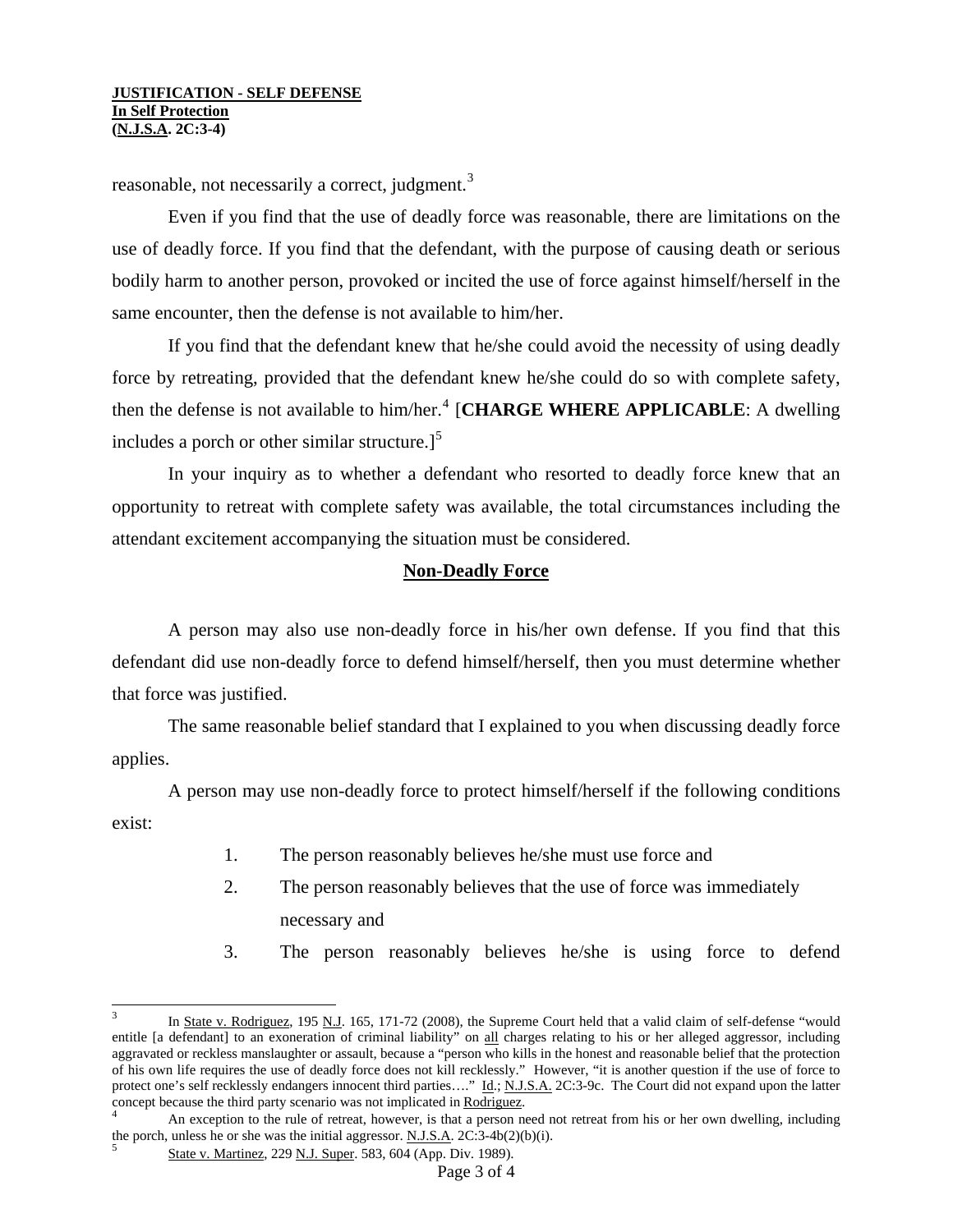reasonable, not necessarily a correct, judgment.[3]

Even if you find that the use of deadly force was reasonable, there are limitations on the use of deadly force. If you find that the defendant, with the purpose of causing death or serious bodily harm to another person, provoked or incited the use of force against himself/herself in the same encounter, then the defense is not available to him/her.

If you find that the defendant knew that he/she could avoid the necessity of using deadly force by retreating, provided that the defendant knew he/she could do so with complete safety, then the defense is not available to him/her.[4] [**CHARGE WHERE APPLICABLE**: A dwelling includes a porch or other similar structure.][5]

In your inquiry as to whether a defendant who resorted to deadly force knew that an opportunity to retreat with complete safety was available, the total circumstances including the attendant excitement accompanying the situation must be considered.

## Non-Deadly Force

A person may also use non-deadly force in his/her own defense. If you find that this defendant did use non-deadly force to defend himself/herself, then you must determine whether that force was justified.

The same reasonable belief standard that I explained to you when discussing deadly force applies.

A person may use non-deadly force to protect himself/herself if the following conditions exist:

1. The person reasonably believes he/she must use force and
2. The person reasonably believes that the use of force was immediately necessary and
3. The person reasonably believes he/she is using force to defend

---

[3] In State v. Rodriguez, 195 N.J. 165, 171-72 (2008), the Supreme Court held that a valid claim of self-defense "would entitle [a defendant] to an exoneration of criminal liability" on all charges relating to his or her alleged aggressor, including aggravated or reckless manslaughter or assault, because a "person who kills in the honest and reasonable belief that the protection of his own life requires the use of deadly force does not kill recklessly." However, "it is another question if the use of force to protect one's self recklessly endangers innocent third parties…." Id.; N.J.S.A. 2C:3-9c. The Court did not expand upon the latter concept because the third party scenario was not implicated in Rodriguez.

[4] An exception to the rule of retreat, however, is that a person need not retreat from his or her own dwelling, including the porch, unless he or she was the initial aggressor. N.J.S.A. 2C:3-4b(2)(b)(i).

[5] State v. Martinez, 229 N.J. Super. 583, 604 (App. Div. 1989).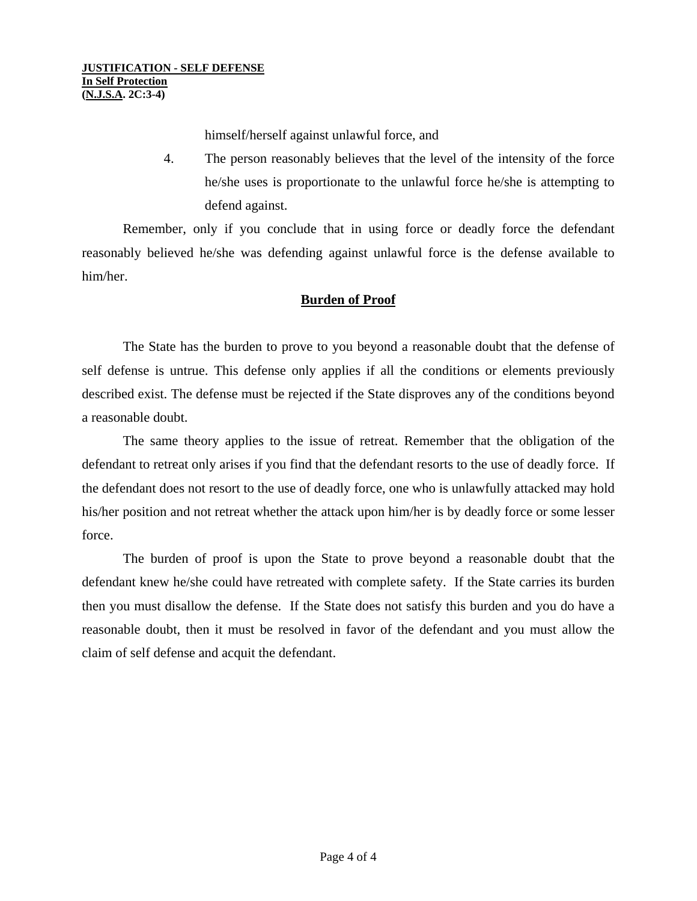himself/herself against unlawful force, and

4. The person reasonably believes that the level of the intensity of the force he/she uses is proportionate to the unlawful force he/she is attempting to defend against.

Remember, only if you conclude that in using force or deadly force the defendant reasonably believed he/she was defending against unlawful force is the defense available to him/her.

## Burden of Proof

The State has the burden to prove to you beyond a reasonable doubt that the defense of self defense is untrue. This defense only applies if all the conditions or elements previously described exist. The defense must be rejected if the State disproves any of the conditions beyond a reasonable doubt.

The same theory applies to the issue of retreat. Remember that the obligation of the defendant to retreat only arises if you find that the defendant resorts to the use of deadly force. If the defendant does not resort to the use of deadly force, one who is unlawfully attacked may hold his/her position and not retreat whether the attack upon him/her is by deadly force or some lesser force.

The burden of proof is upon the State to prove beyond a reasonable doubt that the defendant knew he/she could have retreated with complete safety. If the State carries its burden then you must disallow the defense. If the State does not satisfy this burden and you do have a reasonable doubt, then it must be resolved in favor of the defendant and you must allow the claim of self defense and acquit the defendant.